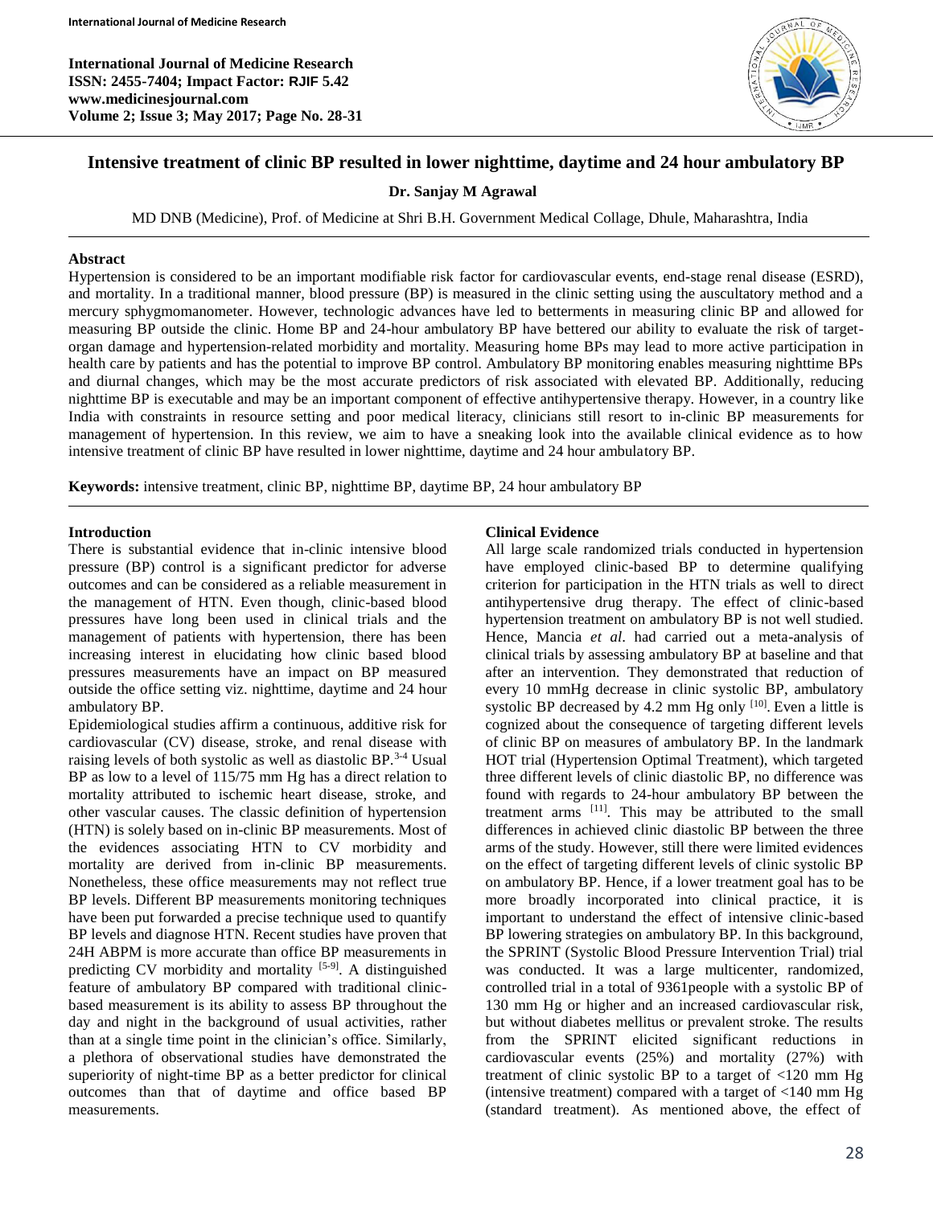# Intensive treatment of clinic BP resulted in lower nighttime, daytime and 24 hour ambulatory BP

**Dr. Sanjay M Agrawal**

MD DNB (Medicine), Prof. of Medicine at Shri B.H. Government Medical Collage, Dhule, Maharashtra, India

## Abstract

Hypertension is considered to be an important modifiable risk factor for cardiovascular events, end-stage renal disease (ESRD), and mortality. In a traditional manner, blood pressure (BP) is measured in the clinic setting using the auscultatory method and a mercury sphygmomanometer. However, technologic advances have led to betterments in measuring clinic BP and allowed for measuring BP outside the clinic. Home BP and 24-hour ambulatory BP have bettered our ability to evaluate the risk of target-organ damage and hypertension-related morbidity and mortality. Measuring home BPs may lead to more active participation in health care by patients and has the potential to improve BP control. Ambulatory BP monitoring enables measuring nighttime BPs and diurnal changes, which may be the most accurate predictors of risk associated with elevated BP. Additionally, reducing nighttime BP is executable and may be an important component of effective antihypertensive therapy. However, in a country like India with constraints in resource setting and poor medical literacy, clinicians still resort to in-clinic BP measurements for management of hypertension. In this review, we aim to have a sneaking look into the available clinical evidence as to how intensive treatment of clinic BP have resulted in lower nighttime, daytime and 24 hour ambulatory BP.

**Keywords:** intensive treatment, clinic BP, nighttime BP, daytime BP, 24 hour ambulatory BP

## Introduction

There is substantial evidence that in-clinic intensive blood pressure (BP) control is a significant predictor for adverse outcomes and can be considered as a reliable measurement in the management of HTN. Even though, clinic-based blood pressures have long been used in clinical trials and the management of patients with hypertension, there has been increasing interest in elucidating how clinic based blood pressures measurements have an impact on BP measured outside the office setting viz. nighttime, daytime and 24 hour ambulatory BP.

Epidemiological studies affirm a continuous, additive risk for cardiovascular (CV) disease, stroke, and renal disease with raising levels of both systolic as well as diastolic BP.[3-4] Usual BP as low to a level of 115/75 mm Hg has a direct relation to mortality attributed to ischemic heart disease, stroke, and other vascular causes. The classic definition of hypertension (HTN) is solely based on in-clinic BP measurements. Most of the evidences associating HTN to CV morbidity and mortality are derived from in-clinic BP measurements. Nonetheless, these office measurements may not reflect true BP levels. Different BP measurements monitoring techniques have been put forwarded a precise technique used to quantify BP levels and diagnose HTN. Recent studies have proven that 24H ABPM is more accurate than office BP measurements in predicting CV morbidity and mortality [5-9]. A distinguished feature of ambulatory BP compared with traditional clinic-based measurement is its ability to assess BP throughout the day and night in the background of usual activities, rather than at a single time point in the clinician's office. Similarly, a plethora of observational studies have demonstrated the superiority of night-time BP as a better predictor for clinical outcomes than that of daytime and office based BP measurements.

## Clinical Evidence

All large scale randomized trials conducted in hypertension have employed clinic-based BP to determine qualifying criterion for participation in the HTN trials as well to direct antihypertensive drug therapy. The effect of clinic-based hypertension treatment on ambulatory BP is not well studied. Hence, Mancia *et al*. had carried out a meta-analysis of clinical trials by assessing ambulatory BP at baseline and that after an intervention. They demonstrated that reduction of every 10 mmHg decrease in clinic systolic BP, ambulatory systolic BP decreased by 4.2 mm Hg only [10]. Even a little is cognized about the consequence of targeting different levels of clinic BP on measures of ambulatory BP. In the landmark HOT trial (Hypertension Optimal Treatment), which targeted three different levels of clinic diastolic BP, no difference was found with regards to 24-hour ambulatory BP between the treatment arms [11]. This may be attributed to the small differences in achieved clinic diastolic BP between the three arms of the study. However, still there were limited evidences on the effect of targeting different levels of clinic systolic BP on ambulatory BP. Hence, if a lower treatment goal has to be more broadly incorporated into clinical practice, it is important to understand the effect of intensive clinic-based BP lowering strategies on ambulatory BP. In this background, the SPRINT (Systolic Blood Pressure Intervention Trial) trial was conducted. It was a large multicenter, randomized, controlled trial in a total of 9361people with a systolic BP of 130 mm Hg or higher and an increased cardiovascular risk, but without diabetes mellitus or prevalent stroke. The results from the SPRINT elicited significant reductions in cardiovascular events (25%) and mortality (27%) with treatment of clinic systolic BP to a target of <120 mm Hg (intensive treatment) compared with a target of <140 mm Hg (standard treatment). As mentioned above, the effect of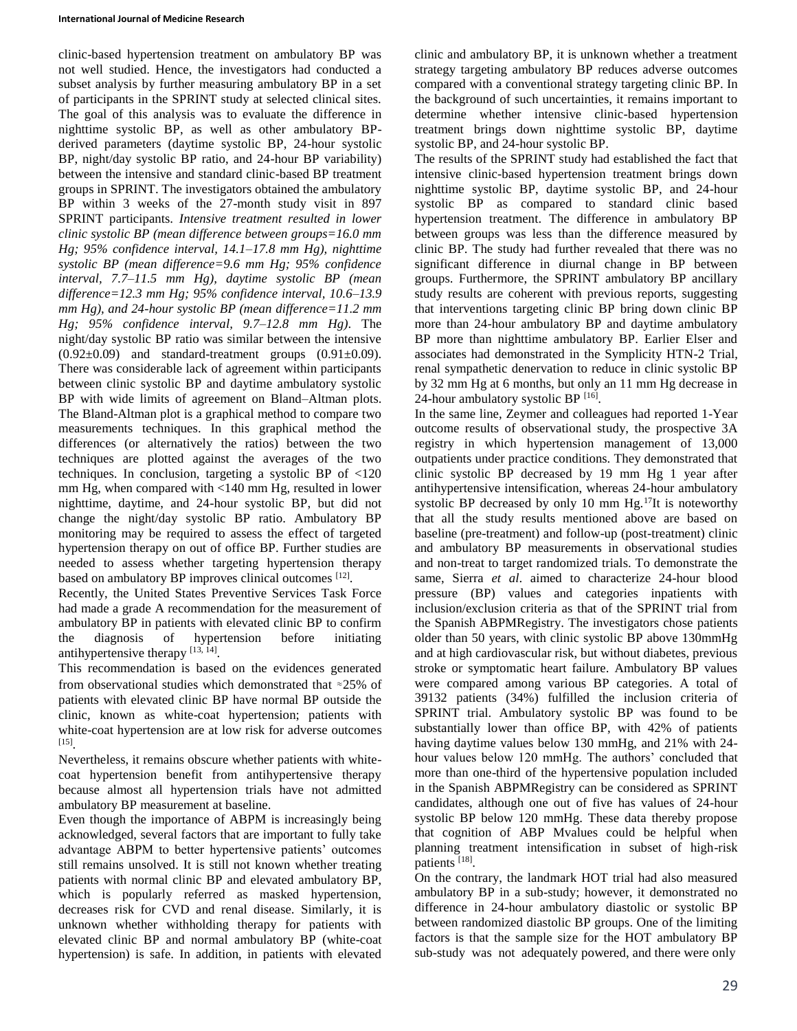clinic-based hypertension treatment on ambulatory BP was not well studied. Hence, the investigators had conducted a subset analysis by further measuring ambulatory BP in a set of participants in the SPRINT study at selected clinical sites. The goal of this analysis was to evaluate the difference in nighttime systolic BP, as well as other ambulatory BP-derived parameters (daytime systolic BP, 24-hour systolic BP, night/day systolic BP ratio, and 24-hour BP variability) between the intensive and standard clinic-based BP treatment groups in SPRINT. The investigators obtained the ambulatory BP within 3 weeks of the 27-month study visit in 897 SPRINT participants. *Intensive treatment resulted in lower clinic systolic BP (mean difference between groups=16.0 mm Hg; 95% confidence interval, 14.1–17.8 mm Hg), nighttime systolic BP (mean difference=9.6 mm Hg; 95% confidence interval, 7.7–11.5 mm Hg), daytime systolic BP (mean difference=12.3 mm Hg; 95% confidence interval, 10.6–13.9 mm Hg), and 24-hour systolic BP (mean difference=11.2 mm Hg; 95% confidence interval, 9.7–12.8 mm Hg).* The night/day systolic BP ratio was similar between the intensive (0.92±0.09) and standard-treatment groups (0.91±0.09). There was considerable lack of agreement within participants between clinic systolic BP and daytime ambulatory systolic BP with wide limits of agreement on Bland–Altman plots. The Bland-Altman plot is a graphical method to compare two measurements techniques. In this graphical method the differences (or alternatively the ratios) between the two techniques are plotted against the averages of the two techniques. In conclusion, targeting a systolic BP of <120 mm Hg, when compared with <140 mm Hg, resulted in lower nighttime, daytime, and 24-hour systolic BP, but did not change the night/day systolic BP ratio. Ambulatory BP monitoring may be required to assess the effect of targeted hypertension therapy on out of office BP. Further studies are needed to assess whether targeting hypertension therapy based on ambulatory BP improves clinical outcomes [12].

Recently, the United States Preventive Services Task Force had made a grade A recommendation for the measurement of ambulatory BP in patients with elevated clinic BP to confirm the diagnosis of hypertension before initiating antihypertensive therapy [13, 14].

This recommendation is based on the evidences generated from observational studies which demonstrated that ≈25% of patients with elevated clinic BP have normal BP outside the clinic, known as white-coat hypertension; patients with white-coat hypertension are at low risk for adverse outcomes [15].

Nevertheless, it remains obscure whether patients with white-coat hypertension benefit from antihypertensive therapy because almost all hypertension trials have not admitted ambulatory BP measurement at baseline.

Even though the importance of ABPM is increasingly being acknowledged, several factors that are important to fully take advantage ABPM to better hypertensive patients' outcomes still remains unsolved. It is still not known whether treating patients with normal clinic BP and elevated ambulatory BP, which is popularly referred as masked hypertension, decreases risk for CVD and renal disease. Similarly, it is unknown whether withholding therapy for patients with elevated clinic BP and normal ambulatory BP (white-coat hypertension) is safe. In addition, in patients with elevated clinic and ambulatory BP, it is unknown whether a treatment strategy targeting ambulatory BP reduces adverse outcomes compared with a conventional strategy targeting clinic BP. In the background of such uncertainties, it remains important to determine whether intensive clinic-based hypertension treatment brings down nighttime systolic BP, daytime systolic BP, and 24-hour systolic BP.

The results of the SPRINT study had established the fact that intensive clinic-based hypertension treatment brings down nighttime systolic BP, daytime systolic BP, and 24-hour systolic BP as compared to standard clinic based hypertension treatment. The difference in ambulatory BP between groups was less than the difference measured by clinic BP. The study had further revealed that there was no significant difference in diurnal change in BP between groups. Furthermore, the SPRINT ambulatory BP ancillary study results are coherent with previous reports, suggesting that interventions targeting clinic BP bring down clinic BP more than 24-hour ambulatory BP and daytime ambulatory BP more than nighttime ambulatory BP. Earlier Elser and associates had demonstrated in the Symplicity HTN-2 Trial, renal sympathetic denervation to reduce in clinic systolic BP by 32 mm Hg at 6 months, but only an 11 mm Hg decrease in 24-hour ambulatory systolic BP [16].

In the same line, Zeymer and colleagues had reported 1-Year outcome results of observational study, the prospective 3A registry in which hypertension management of 13,000 outpatients under practice conditions. They demonstrated that clinic systolic BP decreased by 19 mm Hg 1 year after antihypertensive intensification, whereas 24-hour ambulatory systolic BP decreased by only 10 mm Hg.[17]It is noteworthy that all the study results mentioned above are based on baseline (pre-treatment) and follow-up (post-treatment) clinic and ambulatory BP measurements in observational studies and non-treat to target randomized trials. To demonstrate the same, Sierra *et al*. aimed to characterize 24-hour blood pressure (BP) values and categories inpatients with inclusion/exclusion criteria as that of the SPRINT trial from the Spanish ABPMRegistry. The investigators chose patients older than 50 years, with clinic systolic BP above 130mmHg and at high cardiovascular risk, but without diabetes, previous stroke or symptomatic heart failure. Ambulatory BP values were compared among various BP categories. A total of 39132 patients (34%) fulfilled the inclusion criteria of SPRINT trial. Ambulatory systolic BP was found to be substantially lower than office BP, with 42% of patients having daytime values below 130 mmHg, and 21% with 24-hour values below 120 mmHg. The authors' concluded that more than one-third of the hypertensive population included in the Spanish ABPMRegistry can be considered as SPRINT candidates, although one out of five has values of 24-hour systolic BP below 120 mmHg. These data thereby propose that cognition of ABP Mvalues could be helpful when planning treatment intensification in subset of high-risk patients [18].

On the contrary, the landmark HOT trial had also measured ambulatory BP in a sub-study; however, it demonstrated no difference in 24-hour ambulatory diastolic or systolic BP between randomized diastolic BP groups. One of the limiting factors is that the sample size for the HOT ambulatory BP sub-study was not adequately powered, and there were only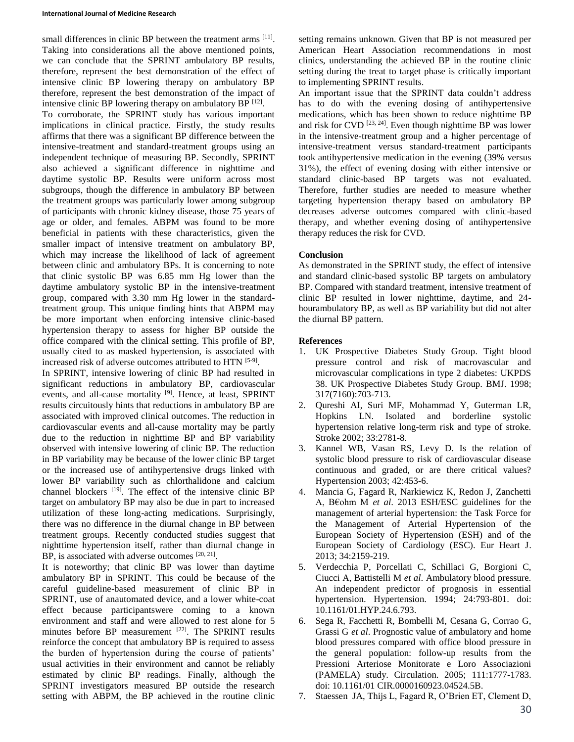small differences in clinic BP between the treatment arms [11]. Taking into considerations all the above mentioned points, we can conclude that the SPRINT ambulatory BP results, therefore, represent the best demonstration of the effect of intensive clinic BP lowering therapy on ambulatory BP therefore, represent the best demonstration of the impact of intensive clinic BP lowering therapy on ambulatory BP [12].

To corroborate, the SPRINT study has various important implications in clinical practice. Firstly, the study results affirms that there was a significant BP difference between the intensive-treatment and standard-treatment groups using an independent technique of measuring BP. Secondly, SPRINT also achieved a significant difference in nighttime and daytime systolic BP. Results were uniform across most subgroups, though the difference in ambulatory BP between the treatment groups was particularly lower among subgroup of participants with chronic kidney disease, those 75 years of age or older, and females. ABPM was found to be more beneficial in patients with these characteristics, given the smaller impact of intensive treatment on ambulatory BP, which may increase the likelihood of lack of agreement between clinic and ambulatory BPs. It is concerning to note that clinic systolic BP was 6.85 mm Hg lower than the daytime ambulatory systolic BP in the intensive-treatment group, compared with 3.30 mm Hg lower in the standard-treatment group. This unique finding hints that ABPM may be more important when enforcing intensive clinic-based hypertension therapy to assess for higher BP outside the office compared with the clinical setting. This profile of BP, usually cited to as masked hypertension, is associated with increased risk of adverse outcomes attributed to HTN [5-9].

In SPRINT, intensive lowering of clinic BP had resulted in significant reductions in ambulatory BP, cardiovascular events, and all-cause mortality [9]. Hence, at least, SPRINT results circuitously hints that reductions in ambulatory BP are associated with improved clinical outcomes. The reduction in cardiovascular events and all-cause mortality may be partly due to the reduction in nighttime BP and BP variability observed with intensive lowering of clinic BP. The reduction in BP variability may be because of the lower clinic BP target or the increased use of antihypertensive drugs linked with lower BP variability such as chlorthalidone and calcium channel blockers [19]. The effect of the intensive clinic BP target on ambulatory BP may also be due in part to increased utilization of these long-acting medications. Surprisingly, there was no difference in the diurnal change in BP between treatment groups. Recently conducted studies suggest that nighttime hypertension itself, rather than diurnal change in BP, is associated with adverse outcomes [20, 21].

It is noteworthy; that clinic BP was lower than daytime ambulatory BP in SPRINT. This could be because of the careful guideline-based measurement of clinic BP in SPRINT, use of anautomated device, and a lower white-coat effect because participantswere coming to a known environment and staff and were allowed to rest alone for 5 minutes before BP measurement [22]. The SPRINT results reinforce the concept that ambulatory BP is required to assess the burden of hypertension during the course of patients' usual activities in their environment and cannot be reliably estimated by clinic BP readings. Finally, although the SPRINT investigators measured BP outside the research setting with ABPM, the BP achieved in the routine clinic setting remains unknown. Given that BP is not measured per American Heart Association recommendations in most clinics, understanding the achieved BP in the routine clinic setting during the treat to target phase is critically important to implementing SPRINT results.

An important issue that the SPRINT data couldn't address has to do with the evening dosing of antihypertensive medications, which has been shown to reduce nighttime BP and risk for CVD [23, 24]. Even though nighttime BP was lower in the intensive-treatment group and a higher percentage of intensive-treatment versus standard-treatment participants took antihypertensive medication in the evening (39% versus 31%), the effect of evening dosing with either intensive or standard clinic-based BP targets was not evaluated. Therefore, further studies are needed to measure whether targeting hypertension therapy based on ambulatory BP decreases adverse outcomes compared with clinic-based therapy, and whether evening dosing of antihypertensive therapy reduces the risk for CVD.

## Conclusion

As demonstrated in the SPRINT study, the effect of intensive and standard clinic-based systolic BP targets on ambulatory BP. Compared with standard treatment, intensive treatment of clinic BP resulted in lower nighttime, daytime, and 24-hourambulatory BP, as well as BP variability but did not alter the diurnal BP pattern.

## References

1. UK Prospective Diabetes Study Group. Tight blood pressure control and risk of macrovascular and microvascular complications in type 2 diabetes: UKPDS 38. UK Prospective Diabetes Study Group. BMJ. 1998; 317(7160):703-713.
2. Qureshi AI, Suri MF, Mohammad Y, Guterman LR, Hopkins LN. Isolated and borderline systolic hypertension relative long-term risk and type of stroke. Stroke 2002; 33:2781-8.
3. Kannel WB, Vasan RS, Levy D. Is the relation of systolic blood pressure to risk of cardiovascular disease continuous and graded, or are there critical values? Hypertension 2003; 42:453-6.
4. Mancia G, Fagard R, Narkiewicz K, Redon J, Zanchetti A, B€ohm M *et al*. 2013 ESH/ESC guidelines for the management of arterial hypertension: the Task Force for the Management of Arterial Hypertension of the European Society of Hypertension (ESH) and of the European Society of Cardiology (ESC). Eur Heart J. 2013; 34:2159-219.
5. Verdecchia P, Porcellati C, Schillaci G, Borgioni C, Ciucci A, Battistelli M *et al*. Ambulatory blood pressure. An independent predictor of prognosis in essential hypertension. Hypertension. 1994; 24:793-801. doi: 10.1161/01.HYP.24.6.793.
6. Sega R, Facchetti R, Bombelli M, Cesana G, Corrao G, Grassi G *et al*. Prognostic value of ambulatory and home blood pressures compared with office blood pressure in the general population: follow-up results from the Pressioni Arteriose Monitorate e Loro Associazioni (PAMELA) study. Circulation. 2005; 111:1777-1783. doi: 10.1161/01 CIR.0000160923.04524.5B.
7. Staessen JA, Thijs L, Fagard R, O'Brien ET, Clement D,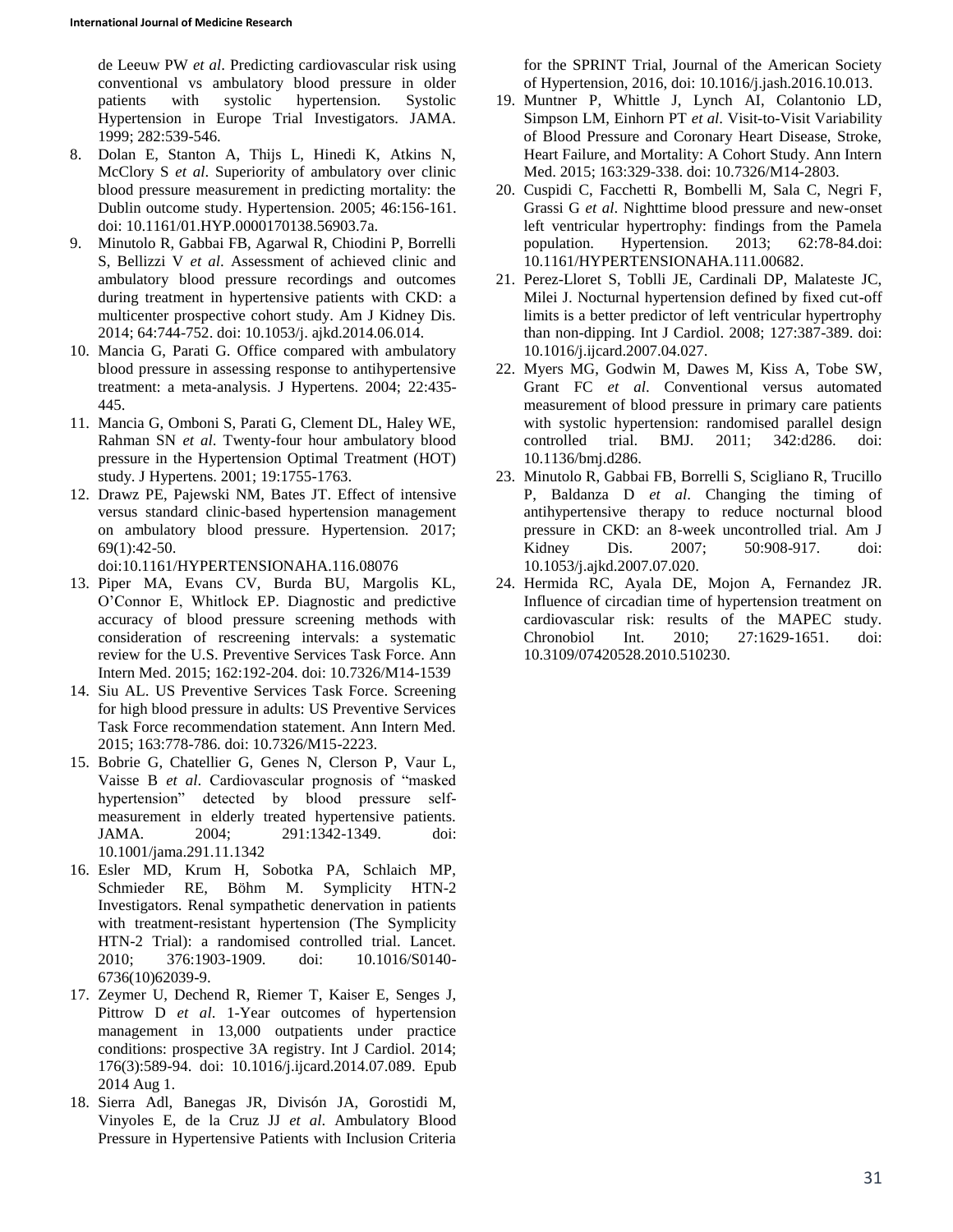de Leeuw PW *et al*. Predicting cardiovascular risk using conventional vs ambulatory blood pressure in older patients with systolic hypertension. Systolic Hypertension in Europe Trial Investigators. JAMA. 1999; 282:539-546.

8. Dolan E, Stanton A, Thijs L, Hinedi K, Atkins N, McClory S *et al*. Superiority of ambulatory over clinic blood pressure measurement in predicting mortality: the Dublin outcome study. Hypertension. 2005; 46:156-161. doi: 10.1161/01.HYP.0000170138.56903.7a.
9. Minutolo R, Gabbai FB, Agarwal R, Chiodini P, Borrelli S, Bellizzi V *et al*. Assessment of achieved clinic and ambulatory blood pressure recordings and outcomes during treatment in hypertensive patients with CKD: a multicenter prospective cohort study. Am J Kidney Dis. 2014; 64:744-752. doi: 10.1053/j. ajkd.2014.06.014.
10. Mancia G, Parati G. Office compared with ambulatory blood pressure in assessing response to antihypertensive treatment: a meta-analysis. J Hypertens. 2004; 22:435-445.
11. Mancia G, Omboni S, Parati G, Clement DL, Haley WE, Rahman SN *et al*. Twenty-four hour ambulatory blood pressure in the Hypertension Optimal Treatment (HOT) study. J Hypertens. 2001; 19:1755-1763.
12. Drawz PE, Pajewski NM, Bates JT. Effect of intensive versus standard clinic-based hypertension management on ambulatory blood pressure. Hypertension. 2017; 69(1):42-50. doi:10.1161/HYPERTENSIONAHA.116.08076
13. Piper MA, Evans CV, Burda BU, Margolis KL, O'Connor E, Whitlock EP. Diagnostic and predictive accuracy of blood pressure screening methods with consideration of rescreening intervals: a systematic review for the U.S. Preventive Services Task Force. Ann Intern Med. 2015; 162:192-204. doi: 10.7326/M14-1539
14. Siu AL. US Preventive Services Task Force. Screening for high blood pressure in adults: US Preventive Services Task Force recommendation statement. Ann Intern Med. 2015; 163:778-786. doi: 10.7326/M15-2223.
15. Bobrie G, Chatellier G, Genes N, Clerson P, Vaur L, Vaisse B *et al*. Cardiovascular prognosis of "masked hypertension" detected by blood pressure self-measurement in elderly treated hypertensive patients. JAMA. 2004; 291:1342-1349. doi: 10.1001/jama.291.11.1342
16. Esler MD, Krum H, Sobotka PA, Schlaich MP, Schmieder RE, Böhm M. Symplicity HTN-2 Investigators. Renal sympathetic denervation in patients with treatment-resistant hypertension (The Symplicity HTN-2 Trial): a randomised controlled trial. Lancet. 2010; 376:1903-1909. doi: 10.1016/S0140-6736(10)62039-9.
17. Zeymer U, Dechend R, Riemer T, Kaiser E, Senges J, Pittrow D *et al*. 1-Year outcomes of hypertension management in 13,000 outpatients under practice conditions: prospective 3A registry. Int J Cardiol. 2014; 176(3):589-94. doi: 10.1016/j.ijcard.2014.07.089. Epub 2014 Aug 1.
18. Sierra Adl, Banegas JR, Divisón JA, Gorostidi M, Vinyoles E, de la Cruz JJ *et al*. Ambulatory Blood Pressure in Hypertensive Patients with Inclusion Criteria for the SPRINT Trial, Journal of the American Society of Hypertension, 2016, doi: 10.1016/j.jash.2016.10.013.
19. Muntner P, Whittle J, Lynch AI, Colantonio LD, Simpson LM, Einhorn PT *et al*. Visit-to-Visit Variability of Blood Pressure and Coronary Heart Disease, Stroke, Heart Failure, and Mortality: A Cohort Study. Ann Intern Med. 2015; 163:329-338. doi: 10.7326/M14-2803.
20. Cuspidi C, Facchetti R, Bombelli M, Sala C, Negri F, Grassi G *et al*. Nighttime blood pressure and new-onset left ventricular hypertrophy: findings from the Pamela population. Hypertension. 2013; 62:78-84.doi: 10.1161/HYPERTENSIONAHA.111.00682.
21. Perez-Lloret S, Toblli JE, Cardinali DP, Malateste JC, Milei J. Nocturnal hypertension defined by fixed cut-off limits is a better predictor of left ventricular hypertrophy than non-dipping. Int J Cardiol. 2008; 127:387-389. doi: 10.1016/j.ijcard.2007.04.027.
22. Myers MG, Godwin M, Dawes M, Kiss A, Tobe SW, Grant FC *et al*. Conventional versus automated measurement of blood pressure in primary care patients with systolic hypertension: randomised parallel design controlled trial. BMJ. 2011; 342:d286. doi: 10.1136/bmj.d286.
23. Minutolo R, Gabbai FB, Borrelli S, Scigliano R, Trucillo P, Baldanza D *et al*. Changing the timing of antihypertensive therapy to reduce nocturnal blood pressure in CKD: an 8-week uncontrolled trial. Am J Kidney Dis. 2007; 50:908-917. doi: 10.1053/j.ajkd.2007.07.020.
24. Hermida RC, Ayala DE, Mojon A, Fernandez JR. Influence of circadian time of hypertension treatment on cardiovascular risk: results of the MAPEC study. Chronobiol Int. 2010; 27:1629-1651. doi: 10.3109/07420528.2010.510230.